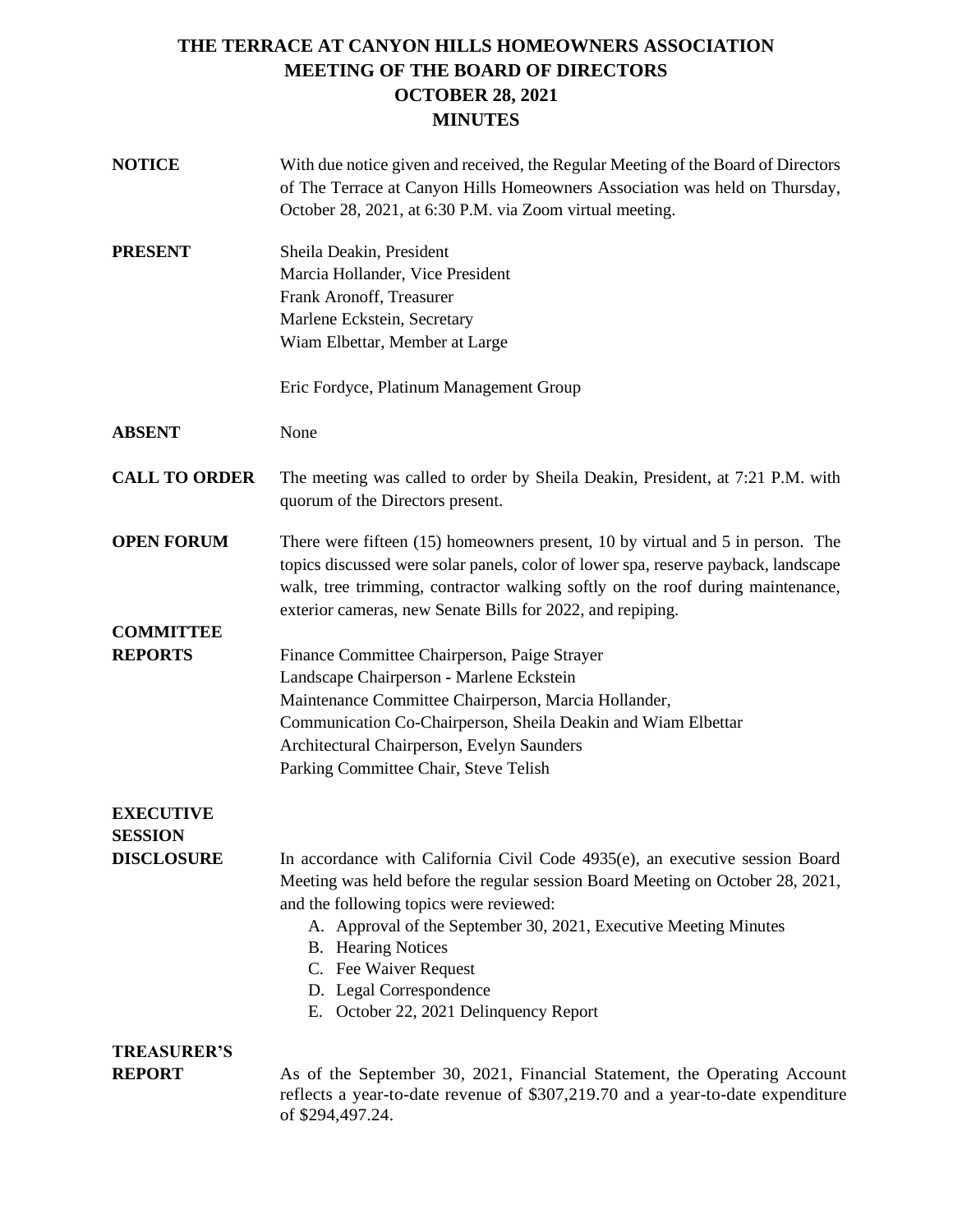# THE TERRACE AT CANYON HILLS HOMEOWNERS ASSOCIATION
## MEETING OF THE BOARD OF DIRECTORS
## OCTOBER 28, 2021
## MINUTES

**NOTICE**

With due notice given and received, the Regular Meeting of the Board of Directors of The Terrace at Canyon Hills Homeowners Association was held on Thursday, October 28, 2021, at 6:30 P.M. via Zoom virtual meeting.

**PRESENT**

Sheila Deakin, President
Marcia Hollander, Vice President
Frank Aronoff, Treasurer
Marlene Eckstein, Secretary
Wiam Elbettar, Member at Large

Eric Fordyce, Platinum Management Group

**ABSENT**

None

**CALL TO ORDER**

The meeting was called to order by Sheila Deakin, President, at 7:21 P.M. with quorum of the Directors present.

**OPEN FORUM**

There were fifteen (15) homeowners present, 10 by virtual and 5 in person. The topics discussed were solar panels, color of lower spa, reserve payback, landscape walk, tree trimming, contractor walking softly on the roof during maintenance, exterior cameras, new Senate Bills for 2022, and repiping.

**COMMITTEE REPORTS**

Finance Committee Chairperson, Paige Strayer
Landscape Chairperson - Marlene Eckstein
Maintenance Committee Chairperson, Marcia Hollander,
Communication Co-Chairperson, Sheila Deakin and Wiam Elbettar
Architectural Chairperson, Evelyn Saunders
Parking Committee Chair, Steve Telish

**EXECUTIVE SESSION DISCLOSURE**

In accordance with California Civil Code 4935(e), an executive session Board Meeting was held before the regular session Board Meeting on October 28, 2021, and the following topics were reviewed:

A. Approval of the September 30, 2021, Executive Meeting Minutes
B. Hearing Notices
C. Fee Waiver Request
D. Legal Correspondence
E. October 22, 2021 Delinquency Report

**TREASURER'S REPORT**

As of the September 30, 2021, Financial Statement, the Operating Account reflects a year-to-date revenue of $307,219.70 and a year-to-date expenditure of $294,497.24.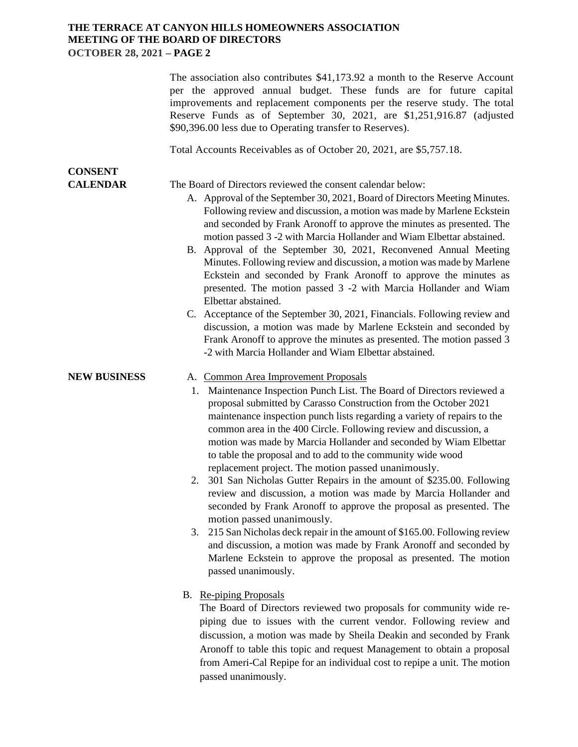The association also contributes $41,173.92 a month to the Reserve Account per the approved annual budget. These funds are for future capital improvements and replacement components per the reserve study. The total Reserve Funds as of September 30, 2021, are $1,251,916.87 (adjusted $90,396.00 less due to Operating transfer to Reserves).

Total Accounts Receivables as of October 20, 2021, are $5,757.18.

**CONSENT CALENDAR**

The Board of Directors reviewed the consent calendar below:

A. Approval of the September 30, 2021, Board of Directors Meeting Minutes. Following review and discussion, a motion was made by Marlene Eckstein and seconded by Frank Aronoff to approve the minutes as presented. The motion passed 3 -2 with Marcia Hollander and Wiam Elbettar abstained.

B. Approval of the September 30, 2021, Reconvened Annual Meeting Minutes. Following review and discussion, a motion was made by Marlene Eckstein and seconded by Frank Aronoff to approve the minutes as presented. The motion passed 3 -2 with Marcia Hollander and Wiam Elbettar abstained.

C. Acceptance of the September 30, 2021, Financials. Following review and discussion, a motion was made by Marlene Eckstein and seconded by Frank Aronoff to approve the minutes as presented. The motion passed 3 -2 with Marcia Hollander and Wiam Elbettar abstained.

**NEW BUSINESS**

A. Common Area Improvement Proposals

1. Maintenance Inspection Punch List. The Board of Directors reviewed a proposal submitted by Carasso Construction from the October 2021 maintenance inspection punch lists regarding a variety of repairs to the common area in the 400 Circle. Following review and discussion, a motion was made by Marcia Hollander and seconded by Wiam Elbettar to table the proposal and to add to the community wide wood replacement project. The motion passed unanimously.
2. 301 San Nicholas Gutter Repairs in the amount of $235.00. Following review and discussion, a motion was made by Marcia Hollander and seconded by Frank Aronoff to approve the proposal as presented. The motion passed unanimously.
3. 215 San Nicholas deck repair in the amount of $165.00. Following review and discussion, a motion was made by Frank Aronoff and seconded by Marlene Eckstein to approve the proposal as presented. The motion passed unanimously.

B. Re-piping Proposals

The Board of Directors reviewed two proposals for community wide re-piping due to issues with the current vendor. Following review and discussion, a motion was made by Sheila Deakin and seconded by Frank Aronoff to table this topic and request Management to obtain a proposal from Ameri-Cal Repipe for an individual cost to repipe a unit. The motion passed unanimously.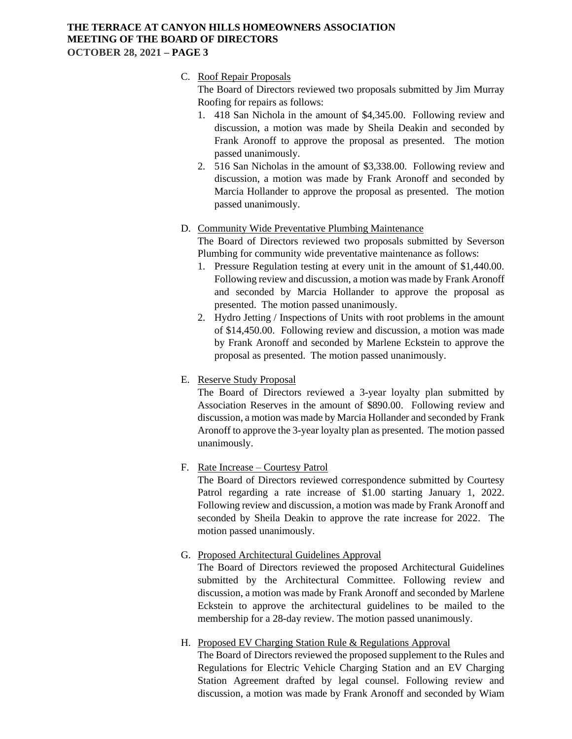C. Roof Repair Proposals

The Board of Directors reviewed two proposals submitted by Jim Murray Roofing for repairs as follows:

1. 418 San Nichola in the amount of $4,345.00. Following review and discussion, a motion was made by Sheila Deakin and seconded by Frank Aronoff to approve the proposal as presented. The motion passed unanimously.
2. 516 San Nicholas in the amount of $3,338.00. Following review and discussion, a motion was made by Frank Aronoff and seconded by Marcia Hollander to approve the proposal as presented. The motion passed unanimously.

D. Community Wide Preventative Plumbing Maintenance

The Board of Directors reviewed two proposals submitted by Severson Plumbing for community wide preventative maintenance as follows:

1. Pressure Regulation testing at every unit in the amount of $1,440.00. Following review and discussion, a motion was made by Frank Aronoff and seconded by Marcia Hollander to approve the proposal as presented. The motion passed unanimously.
2. Hydro Jetting / Inspections of Units with root problems in the amount of $14,450.00. Following review and discussion, a motion was made by Frank Aronoff and seconded by Marlene Eckstein to approve the proposal as presented. The motion passed unanimously.

E. Reserve Study Proposal

The Board of Directors reviewed a 3-year loyalty plan submitted by Association Reserves in the amount of $890.00. Following review and discussion, a motion was made by Marcia Hollander and seconded by Frank Aronoff to approve the 3-year loyalty plan as presented. The motion passed unanimously.

F. Rate Increase – Courtesy Patrol

The Board of Directors reviewed correspondence submitted by Courtesy Patrol regarding a rate increase of $1.00 starting January 1, 2022. Following review and discussion, a motion was made by Frank Aronoff and seconded by Sheila Deakin to approve the rate increase for 2022. The motion passed unanimously.

G. Proposed Architectural Guidelines Approval

The Board of Directors reviewed the proposed Architectural Guidelines submitted by the Architectural Committee. Following review and discussion, a motion was made by Frank Aronoff and seconded by Marlene Eckstein to approve the architectural guidelines to be mailed to the membership for a 28-day review. The motion passed unanimously.

H. Proposed EV Charging Station Rule & Regulations Approval

The Board of Directors reviewed the proposed supplement to the Rules and Regulations for Electric Vehicle Charging Station and an EV Charging Station Agreement drafted by legal counsel. Following review and discussion, a motion was made by Frank Aronoff and seconded by Wiam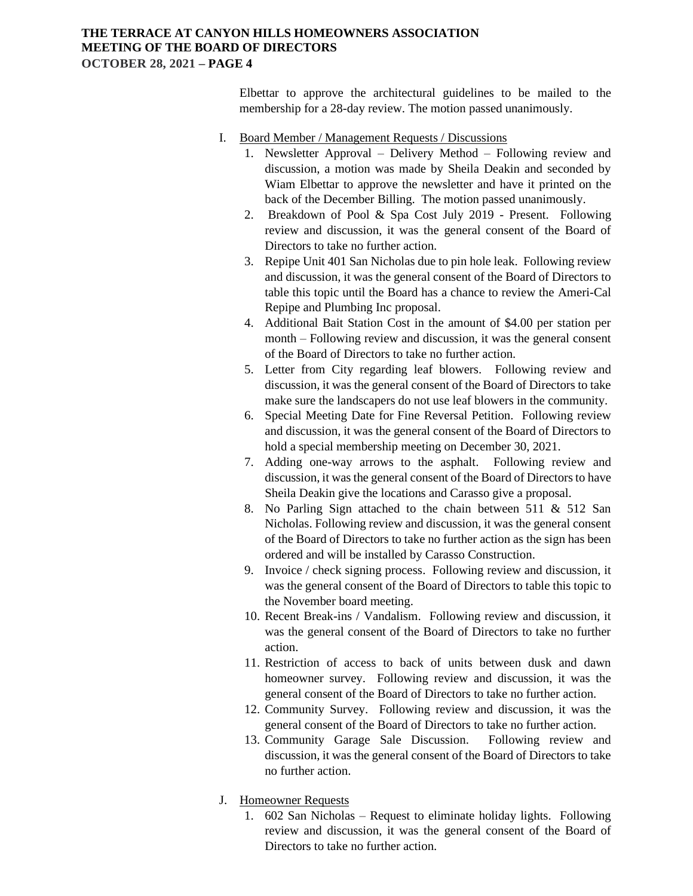Elbettar to approve the architectural guidelines to be mailed to the membership for a 28-day review. The motion passed unanimously.

I. Board Member / Management Requests / Discussions

1. Newsletter Approval – Delivery Method – Following review and discussion, a motion was made by Sheila Deakin and seconded by Wiam Elbettar to approve the newsletter and have it printed on the back of the December Billing. The motion passed unanimously.
2. Breakdown of Pool & Spa Cost July 2019 - Present. Following review and discussion, it was the general consent of the Board of Directors to take no further action.
3. Repipe Unit 401 San Nicholas due to pin hole leak. Following review and discussion, it was the general consent of the Board of Directors to table this topic until the Board has a chance to review the Ameri-Cal Repipe and Plumbing Inc proposal.
4. Additional Bait Station Cost in the amount of $4.00 per station per month – Following review and discussion, it was the general consent of the Board of Directors to take no further action.
5. Letter from City regarding leaf blowers. Following review and discussion, it was the general consent of the Board of Directors to take make sure the landscapers do not use leaf blowers in the community.
6. Special Meeting Date for Fine Reversal Petition. Following review and discussion, it was the general consent of the Board of Directors to hold a special membership meeting on December 30, 2021.
7. Adding one-way arrows to the asphalt. Following review and discussion, it was the general consent of the Board of Directors to have Sheila Deakin give the locations and Carasso give a proposal.
8. No Parling Sign attached to the chain between 511 & 512 San Nicholas. Following review and discussion, it was the general consent of the Board of Directors to take no further action as the sign has been ordered and will be installed by Carasso Construction.
9. Invoice / check signing process. Following review and discussion, it was the general consent of the Board of Directors to table this topic to the November board meeting.
10. Recent Break-ins / Vandalism. Following review and discussion, it was the general consent of the Board of Directors to take no further action.
11. Restriction of access to back of units between dusk and dawn homeowner survey. Following review and discussion, it was the general consent of the Board of Directors to take no further action.
12. Community Survey. Following review and discussion, it was the general consent of the Board of Directors to take no further action.
13. Community Garage Sale Discussion. Following review and discussion, it was the general consent of the Board of Directors to take no further action.

J. Homeowner Requests

1. 602 San Nicholas – Request to eliminate holiday lights. Following review and discussion, it was the general consent of the Board of Directors to take no further action.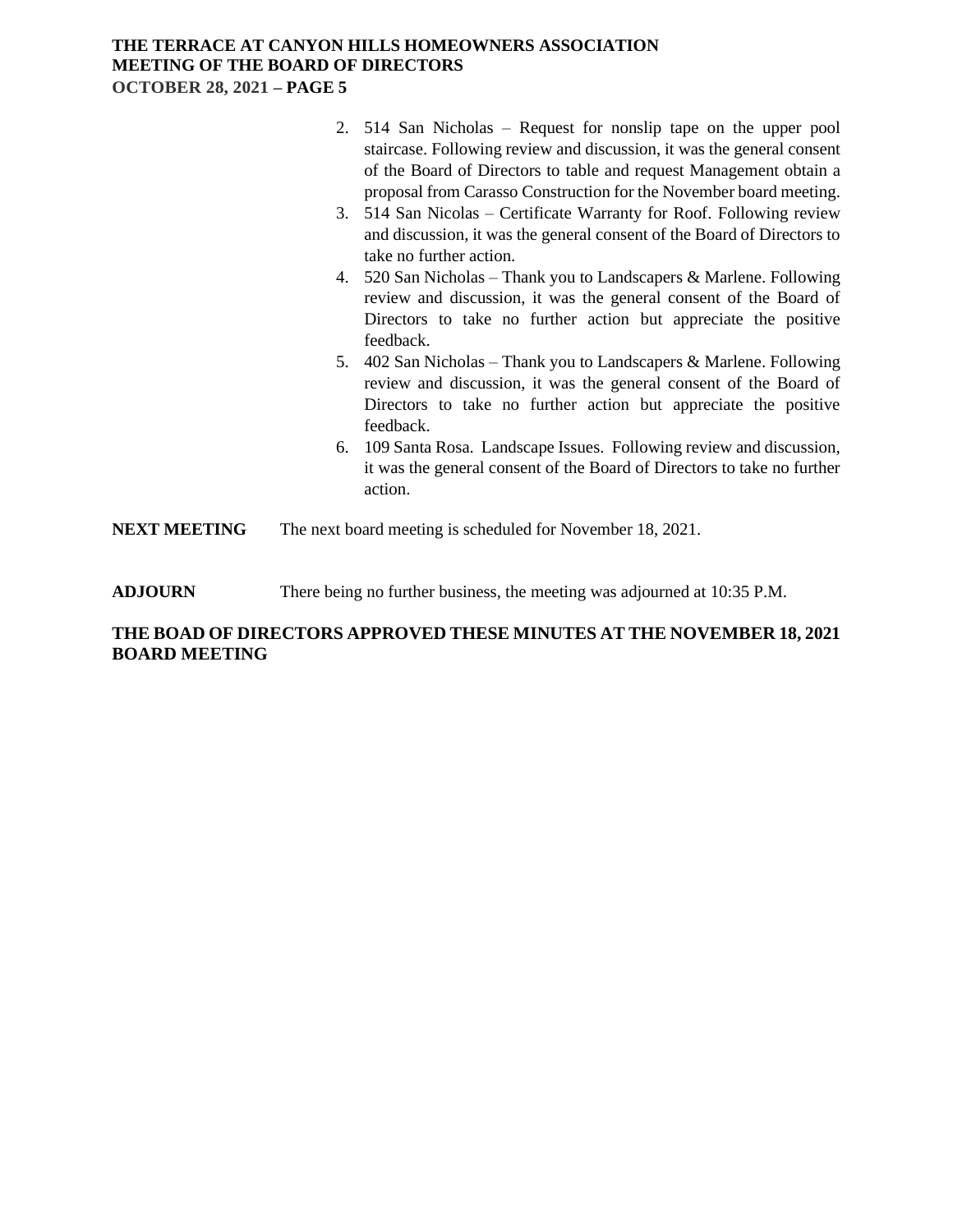2. 514 San Nicholas – Request for nonslip tape on the upper pool staircase. Following review and discussion, it was the general consent of the Board of Directors to table and request Management obtain a proposal from Carasso Construction for the November board meeting.
3. 514 San Nicolas – Certificate Warranty for Roof. Following review and discussion, it was the general consent of the Board of Directors to take no further action.
4. 520 San Nicholas – Thank you to Landscapers & Marlene. Following review and discussion, it was the general consent of the Board of Directors to take no further action but appreciate the positive feedback.
5. 402 San Nicholas – Thank you to Landscapers & Marlene. Following review and discussion, it was the general consent of the Board of Directors to take no further action but appreciate the positive feedback.
6. 109 Santa Rosa. Landscape Issues. Following review and discussion, it was the general consent of the Board of Directors to take no further action.

**NEXT MEETING** The next board meeting is scheduled for November 18, 2021.

**ADJOURN** There being no further business, the meeting was adjourned at 10:35 P.M.

**THE BOAD OF DIRECTORS APPROVED THESE MINUTES AT THE NOVEMBER 18, 2021 BOARD MEETING**